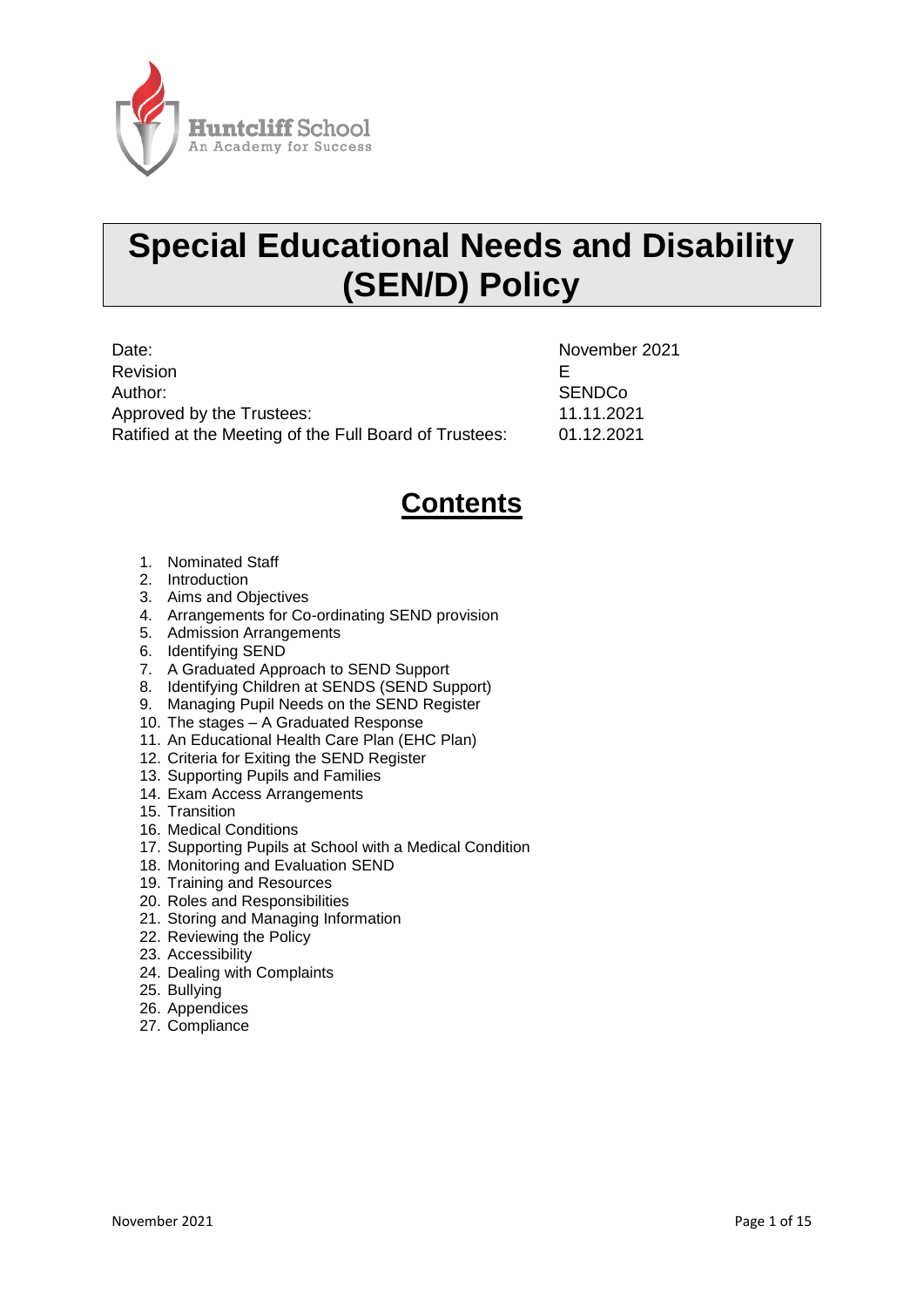Huntcliff School
An Academy for Success

# Special Educational Needs and Disability (SEN/D) Policy

| | |
|---|---|
| Date: | November 2021 |
| Revision | E |
| Author: | SENDCo |
| Approved by the Trustees: | 11.11.2021 |
| Ratified at the Meeting of the Full Board of Trustees: | 01.12.2021 |

## Contents

1. Nominated Staff
2. Introduction
3. Aims and Objectives
4. Arrangements for Co-ordinating SEND provision
5. Admission Arrangements
6. Identifying SEND
7. A Graduated Approach to SEND Support
8. Identifying Children at SENDS (SEND Support)
9. Managing Pupil Needs on the SEND Register
10. The stages – A Graduated Response
11. An Educational Health Care Plan (EHC Plan)
12. Criteria for Exiting the SEND Register
13. Supporting Pupils and Families
14. Exam Access Arrangements
15. Transition
16. Medical Conditions
17. Supporting Pupils at School with a Medical Condition
18. Monitoring and Evaluation SEND
19. Training and Resources
20. Roles and Responsibilities
21. Storing and Managing Information
22. Reviewing the Policy
23. Accessibility
24. Dealing with Complaints
25. Bullying
26. Appendices
27. Compliance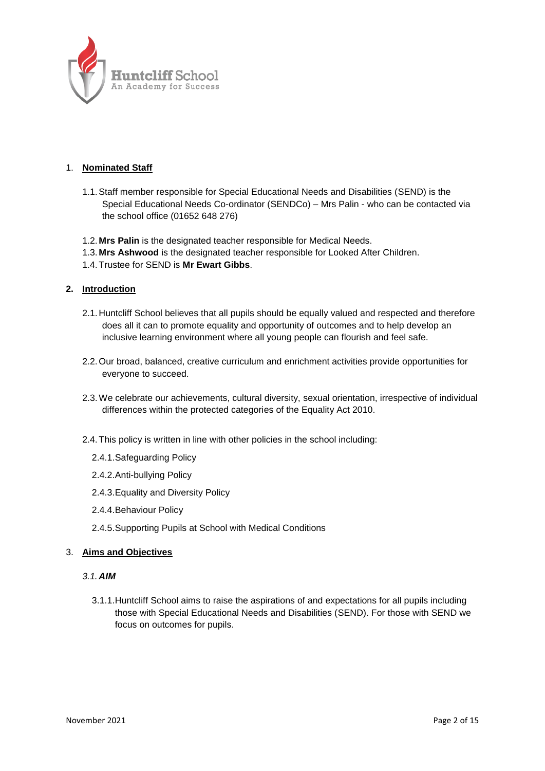Huntcliff School
An Academy for Success

1. **Nominated Staff**

   1.1. Staff member responsible for Special Educational Needs and Disabilities (SEND) is the Special Educational Needs Co-ordinator (SENDCo) – Mrs Palin - who can be contacted via the school office (01652 648 276)

   1.2. **Mrs Palin** is the designated teacher responsible for Medical Needs.

   1.3. **Mrs Ashwood** is the designated teacher responsible for Looked After Children.

   1.4. Trustee for SEND is **Mr Ewart Gibbs**.

2. **Introduction**

   2.1. Huntcliff School believes that all pupils should be equally valued and respected and therefore does all it can to promote equality and opportunity of outcomes and to help develop an inclusive learning environment where all young people can flourish and feel safe.

   2.2. Our broad, balanced, creative curriculum and enrichment activities provide opportunities for everyone to succeed.

   2.3. We celebrate our achievements, cultural diversity, sexual orientation, irrespective of individual differences within the protected categories of the Equality Act 2010.

   2.4. This policy is written in line with other policies in the school including:

      2.4.1. Safeguarding Policy

      2.4.2. Anti-bullying Policy

      2.4.3. Equality and Diversity Policy

      2.4.4. Behaviour Policy

      2.4.5. Supporting Pupils at School with Medical Conditions

3. **Aims and Objectives**

   *3.1.* ***AIM***

      3.1.1. Huntcliff School aims to raise the aspirations of and expectations for all pupils including those with Special Educational Needs and Disabilities (SEND). For those with SEND we focus on outcomes for pupils.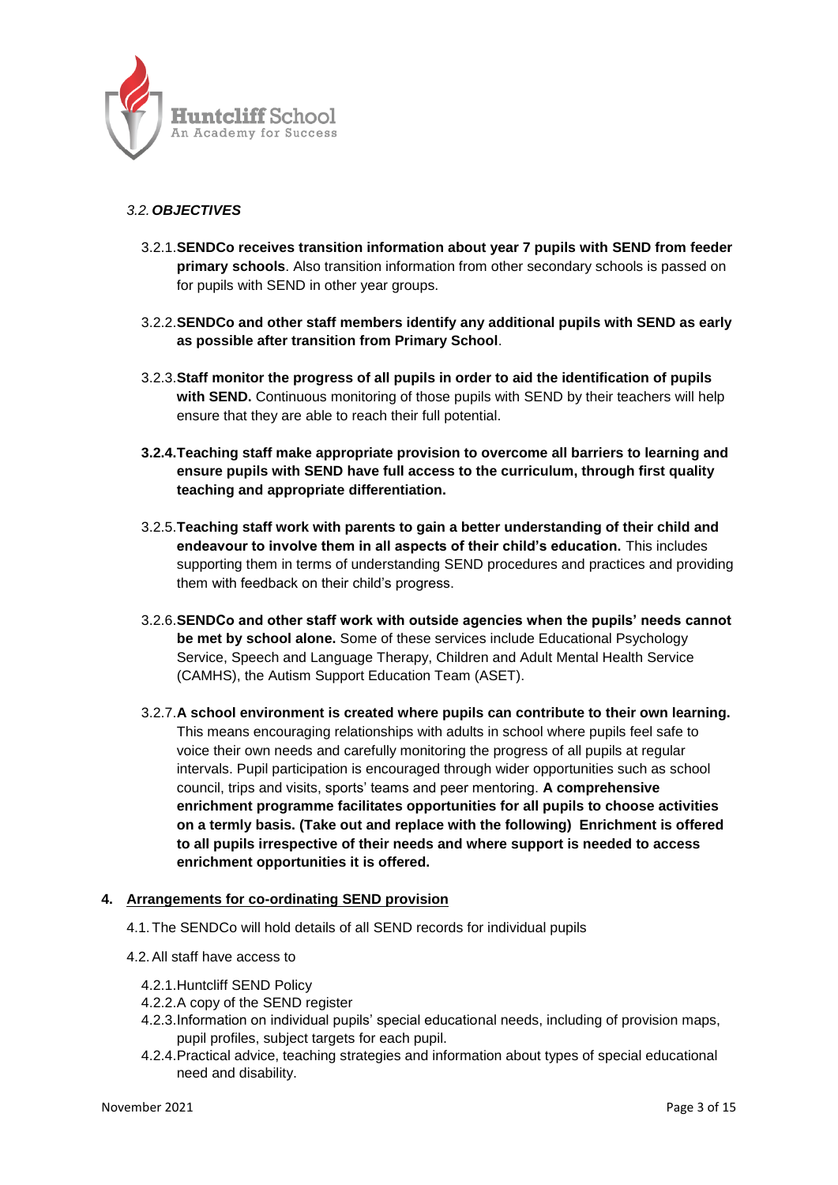### *3.2. OBJECTIVES*

3.2.1. **SENDCo receives transition information about year 7 pupils with SEND from feeder primary schools**. Also transition information from other secondary schools is passed on for pupils with SEND in other year groups.

3.2.2. **SENDCo and other staff members identify any additional pupils with SEND as early as possible after transition from Primary School**.

3.2.3. **Staff monitor the progress of all pupils in order to aid the identification of pupils with SEND.** Continuous monitoring of those pupils with SEND by their teachers will help ensure that they are able to reach their full potential.

3.2.4. **Teaching staff make appropriate provision to overcome all barriers to learning and ensure pupils with SEND have full access to the curriculum, through first quality teaching and appropriate differentiation.**

3.2.5. **Teaching staff work with parents to gain a better understanding of their child and endeavour to involve them in all aspects of their child's education.** This includes supporting them in terms of understanding SEND procedures and practices and providing them with feedback on their child's progress.

3.2.6. **SENDCo and other staff work with outside agencies when the pupils' needs cannot be met by school alone.** Some of these services include Educational Psychology Service, Speech and Language Therapy, Children and Adult Mental Health Service (CAMHS), the Autism Support Education Team (ASET).

3.2.7. **A school environment is created where pupils can contribute to their own learning.** This means encouraging relationships with adults in school where pupils feel safe to voice their own needs and carefully monitoring the progress of all pupils at regular intervals. Pupil participation is encouraged through wider opportunities such as school council, trips and visits, sports' teams and peer mentoring. **A comprehensive enrichment programme facilitates opportunities for all pupils to choose activities on a termly basis. (Take out and replace with the following) Enrichment is offered to all pupils irrespective of their needs and where support is needed to access enrichment opportunities it is offered.**

## 4. Arrangements for co-ordinating SEND provision

4.1. The SENDCo will hold details of all SEND records for individual pupils

4.2. All staff have access to

4.2.1. Huntcliff SEND Policy

4.2.2. A copy of the SEND register

4.2.3. Information on individual pupils' special educational needs, including of provision maps, pupil profiles, subject targets for each pupil.

4.2.4. Practical advice, teaching strategies and information about types of special educational need and disability.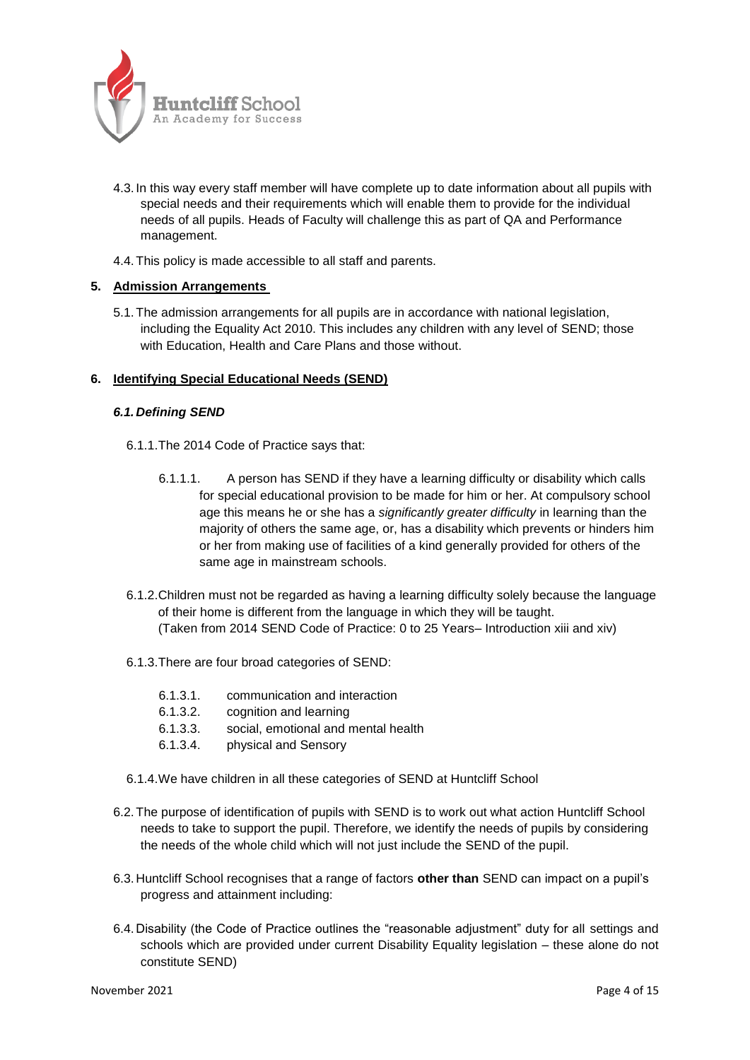4.3. In this way every staff member will have complete up to date information about all pupils with special needs and their requirements which will enable them to provide for the individual needs of all pupils. Heads of Faculty will challenge this as part of QA and Performance management.

4.4. This policy is made accessible to all staff and parents.

## 5. Admission Arrangements

5.1. The admission arrangements for all pupils are in accordance with national legislation, including the Equality Act 2010. This includes any children with any level of SEND; those with Education, Health and Care Plans and those without.

## 6. Identifying Special Educational Needs (SEND)

### *6.1. Defining SEND*

6.1.1. The 2014 Code of Practice says that:

6.1.1.1. A person has SEND if they have a learning difficulty or disability which calls for special educational provision to be made for him or her. At compulsory school age this means he or she has a *significantly greater difficulty* in learning than the majority of others the same age, or, has a disability which prevents or hinders him or her from making use of facilities of a kind generally provided for others of the same age in mainstream schools.

6.1.2. Children must not be regarded as having a learning difficulty solely because the language of their home is different from the language in which they will be taught.
(Taken from 2014 SEND Code of Practice: 0 to 25 Years– Introduction xiii and xiv)

6.1.3. There are four broad categories of SEND:

6.1.3.1. communication and interaction
6.1.3.2. cognition and learning
6.1.3.3. social, emotional and mental health
6.1.3.4. physical and Sensory

6.1.4. We have children in all these categories of SEND at Huntcliff School

6.2. The purpose of identification of pupils with SEND is to work out what action Huntcliff School needs to take to support the pupil. Therefore, we identify the needs of pupils by considering the needs of the whole child which will not just include the SEND of the pupil.

6.3. Huntcliff School recognises that a range of factors **other than** SEND can impact on a pupil's progress and attainment including:

6.4. Disability (the Code of Practice outlines the "reasonable adjustment" duty for all settings and schools which are provided under current Disability Equality legislation – these alone do not constitute SEND)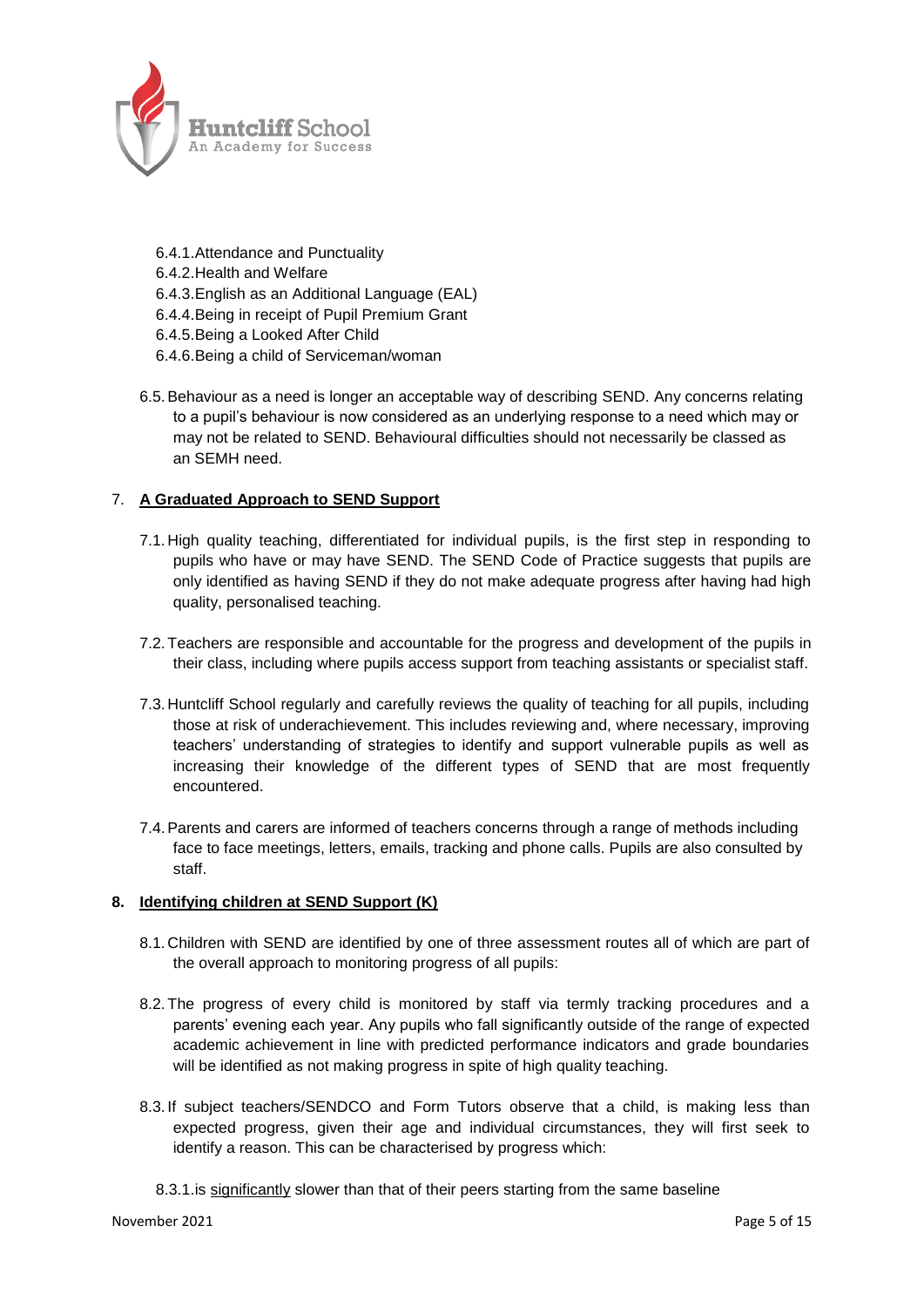6.4.1. Attendance and Punctuality
6.4.2. Health and Welfare
6.4.3. English as an Additional Language (EAL)
6.4.4. Being in receipt of Pupil Premium Grant
6.4.5. Being a Looked After Child
6.4.6. Being a child of Serviceman/woman

6.5. Behaviour as a need is longer an acceptable way of describing SEND. Any concerns relating to a pupil's behaviour is now considered as an underlying response to a need which may or may not be related to SEND. Behavioural difficulties should not necessarily be classed as an SEMH need.

## 7. <u>A Graduated Approach to SEND Support</u>

7.1. High quality teaching, differentiated for individual pupils, is the first step in responding to pupils who have or may have SEND. The SEND Code of Practice suggests that pupils are only identified as having SEND if they do not make adequate progress after having had high quality, personalised teaching.

7.2. Teachers are responsible and accountable for the progress and development of the pupils in their class, including where pupils access support from teaching assistants or specialist staff.

7.3. Huntcliff School regularly and carefully reviews the quality of teaching for all pupils, including those at risk of underachievement. This includes reviewing and, where necessary, improving teachers' understanding of strategies to identify and support vulnerable pupils as well as increasing their knowledge of the different types of SEND that are most frequently encountered.

7.4. Parents and carers are informed of teachers concerns through a range of methods including face to face meetings, letters, emails, tracking and phone calls. Pupils are also consulted by staff.

## 8. <u>Identifying children at SEND Support (K)</u>

8.1. Children with SEND are identified by one of three assessment routes all of which are part of the overall approach to monitoring progress of all pupils:

8.2. The progress of every child is monitored by staff via termly tracking procedures and a parents' evening each year. Any pupils who fall significantly outside of the range of expected academic achievement in line with predicted performance indicators and grade boundaries will be identified as not making progress in spite of high quality teaching.

8.3. If subject teachers/SENDCO and Form Tutors observe that a child, is making less than expected progress, given their age and individual circumstances, they will first seek to identify a reason. This can be characterised by progress which:

8.3.1. is <u>significantly</u> slower than that of their peers starting from the same baseline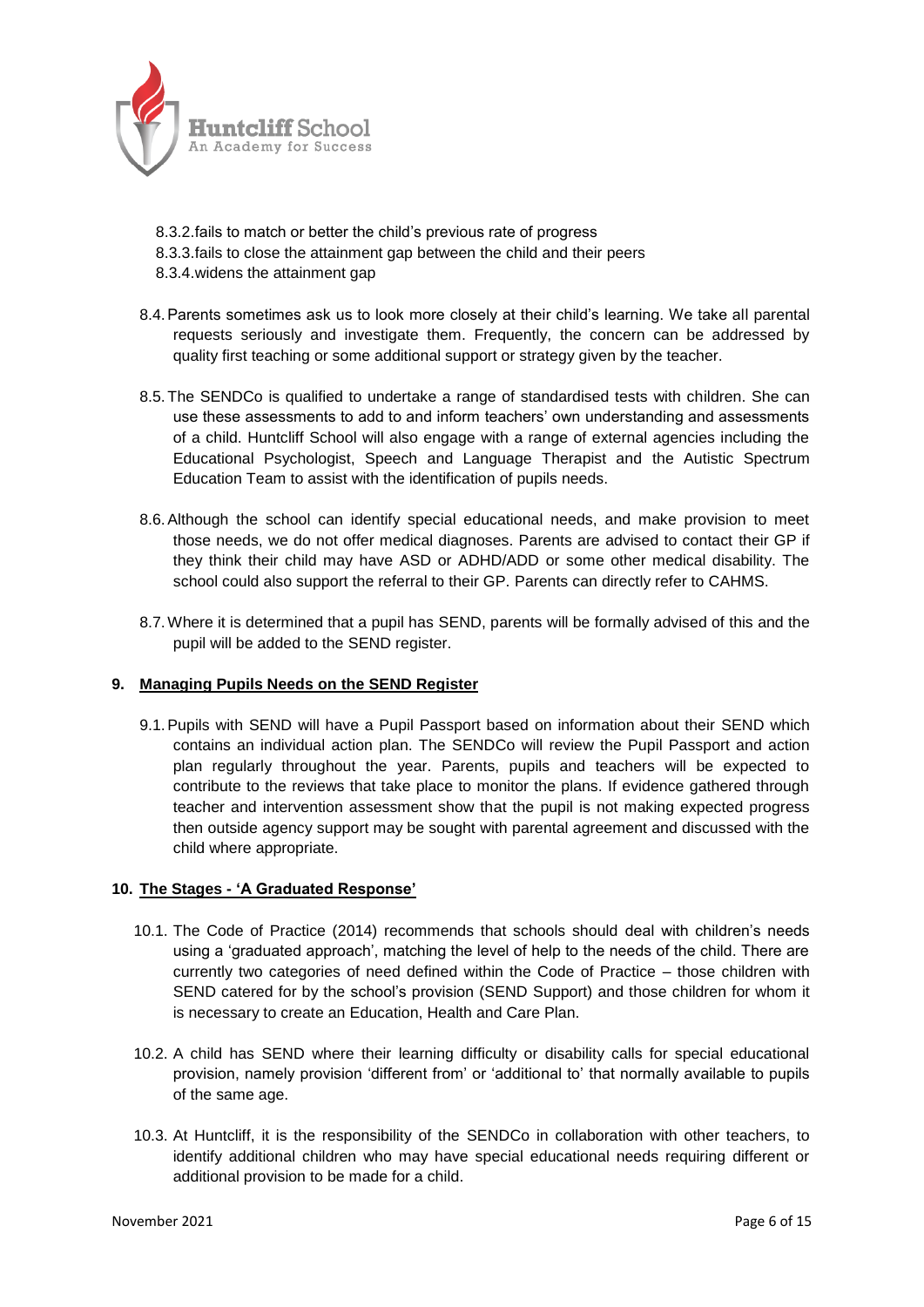8.3.2. fails to match or better the child's previous rate of progress
8.3.3. fails to close the attainment gap between the child and their peers
8.3.4. widens the attainment gap

8.4. Parents sometimes ask us to look more closely at their child's learning. We take all parental requests seriously and investigate them. Frequently, the concern can be addressed by quality first teaching or some additional support or strategy given by the teacher.

8.5. The SENDCo is qualified to undertake a range of standardised tests with children. She can use these assessments to add to and inform teachers' own understanding and assessments of a child. Huntcliff School will also engage with a range of external agencies including the Educational Psychologist, Speech and Language Therapist and the Autistic Spectrum Education Team to assist with the identification of pupils needs.

8.6. Although the school can identify special educational needs, and make provision to meet those needs, we do not offer medical diagnoses. Parents are advised to contact their GP if they think their child may have ASD or ADHD/ADD or some other medical disability. The school could also support the referral to their GP. Parents can directly refer to CAHMS.

8.7. Where it is determined that a pupil has SEND, parents will be formally advised of this and the pupil will be added to the SEND register.

## 9. Managing Pupils Needs on the SEND Register

9.1. Pupils with SEND will have a Pupil Passport based on information about their SEND which contains an individual action plan. The SENDCo will review the Pupil Passport and action plan regularly throughout the year. Parents, pupils and teachers will be expected to contribute to the reviews that take place to monitor the plans. If evidence gathered through teacher and intervention assessment show that the pupil is not making expected progress then outside agency support may be sought with parental agreement and discussed with the child where appropriate.

## 10. The Stages - 'A Graduated Response'

10.1. The Code of Practice (2014) recommends that schools should deal with children's needs using a 'graduated approach', matching the level of help to the needs of the child. There are currently two categories of need defined within the Code of Practice – those children with SEND catered for by the school's provision (SEND Support) and those children for whom it is necessary to create an Education, Health and Care Plan.

10.2. A child has SEND where their learning difficulty or disability calls for special educational provision, namely provision 'different from' or 'additional to' that normally available to pupils of the same age.

10.3. At Huntcliff, it is the responsibility of the SENDCo in collaboration with other teachers, to identify additional children who may have special educational needs requiring different or additional provision to be made for a child.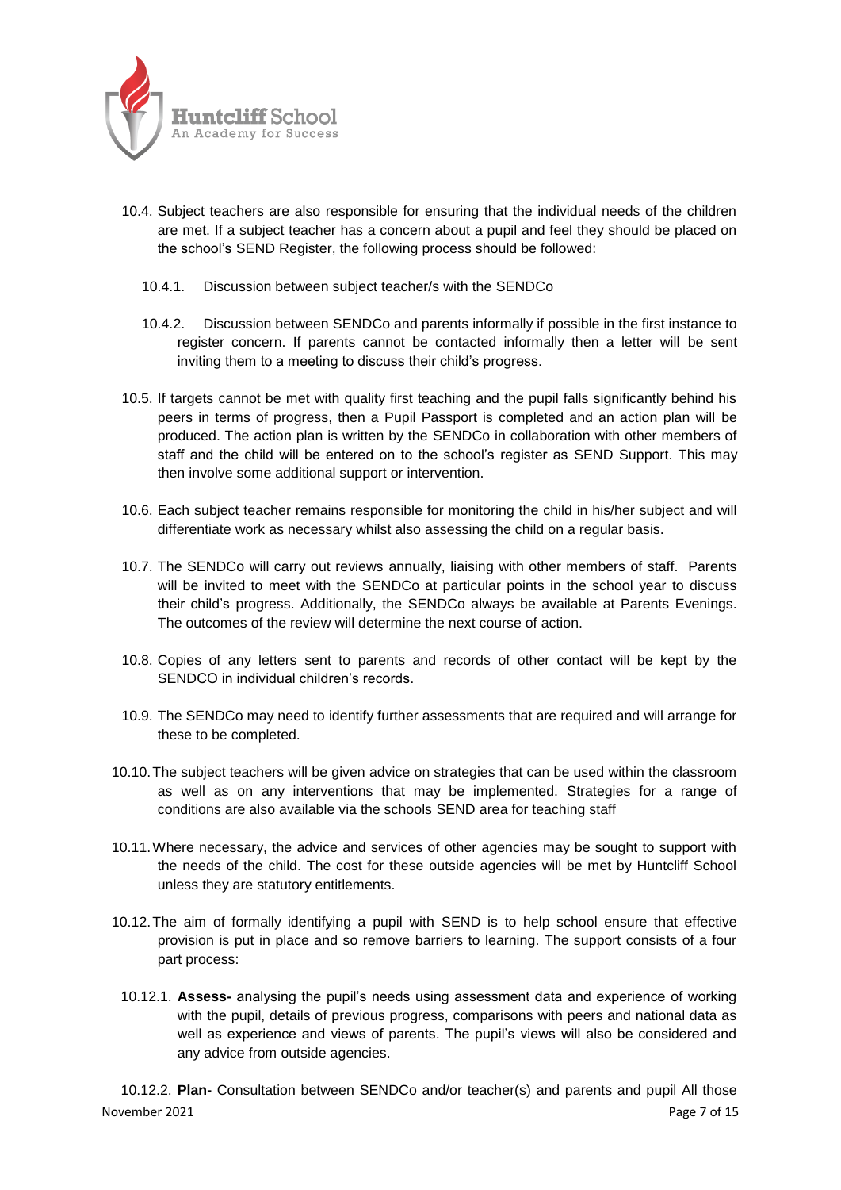10.4. Subject teachers are also responsible for ensuring that the individual needs of the children are met. If a subject teacher has a concern about a pupil and feel they should be placed on the school's SEND Register, the following process should be followed:

10.4.1. Discussion between subject teacher/s with the SENDCo

10.4.2. Discussion between SENDCo and parents informally if possible in the first instance to register concern. If parents cannot be contacted informally then a letter will be sent inviting them to a meeting to discuss their child's progress.

10.5. If targets cannot be met with quality first teaching and the pupil falls significantly behind his peers in terms of progress, then a Pupil Passport is completed and an action plan will be produced. The action plan is written by the SENDCo in collaboration with other members of staff and the child will be entered on to the school's register as SEND Support. This may then involve some additional support or intervention.

10.6. Each subject teacher remains responsible for monitoring the child in his/her subject and will differentiate work as necessary whilst also assessing the child on a regular basis.

10.7. The SENDCo will carry out reviews annually, liaising with other members of staff. Parents will be invited to meet with the SENDCo at particular points in the school year to discuss their child's progress. Additionally, the SENDCo always be available at Parents Evenings. The outcomes of the review will determine the next course of action.

10.8. Copies of any letters sent to parents and records of other contact will be kept by the SENDCO in individual children's records.

10.9. The SENDCo may need to identify further assessments that are required and will arrange for these to be completed.

10.10. The subject teachers will be given advice on strategies that can be used within the classroom as well as on any interventions that may be implemented. Strategies for a range of conditions are also available via the schools SEND area for teaching staff

10.11. Where necessary, the advice and services of other agencies may be sought to support with the needs of the child. The cost for these outside agencies will be met by Huntcliff School unless they are statutory entitlements.

10.12. The aim of formally identifying a pupil with SEND is to help school ensure that effective provision is put in place and so remove barriers to learning. The support consists of a four part process:

10.12.1. **Assess-** analysing the pupil's needs using assessment data and experience of working with the pupil, details of previous progress, comparisons with peers and national data as well as experience and views of parents. The pupil's views will also be considered and any advice from outside agencies.

10.12.2. **Plan-** Consultation between SENDCo and/or teacher(s) and parents and pupil All those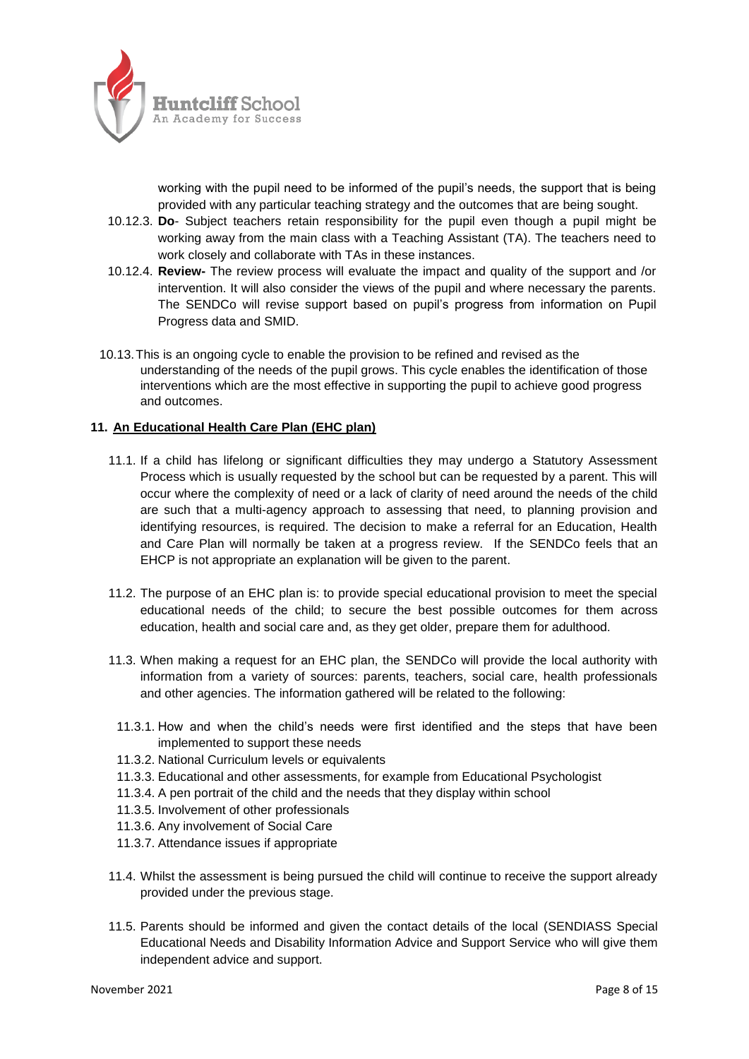working with the pupil need to be informed of the pupil's needs, the support that is being provided with any particular teaching strategy and the outcomes that are being sought.

10.12.3. **Do**- Subject teachers retain responsibility for the pupil even though a pupil might be working away from the main class with a Teaching Assistant (TA). The teachers need to work closely and collaborate with TAs in these instances.

10.12.4. **Review-** The review process will evaluate the impact and quality of the support and /or intervention. It will also consider the views of the pupil and where necessary the parents. The SENDCo will revise support based on pupil's progress from information on Pupil Progress data and SMID.

10.13. This is an ongoing cycle to enable the provision to be refined and revised as the understanding of the needs of the pupil grows. This cycle enables the identification of those interventions which are the most effective in supporting the pupil to achieve good progress and outcomes.

## 11. An Educational Health Care Plan (EHC plan)

11.1. If a child has lifelong or significant difficulties they may undergo a Statutory Assessment Process which is usually requested by the school but can be requested by a parent. This will occur where the complexity of need or a lack of clarity of need around the needs of the child are such that a multi-agency approach to assessing that need, to planning provision and identifying resources, is required. The decision to make a referral for an Education, Health and Care Plan will normally be taken at a progress review. If the SENDCo feels that an EHCP is not appropriate an explanation will be given to the parent.

11.2. The purpose of an EHC plan is: to provide special educational provision to meet the special educational needs of the child; to secure the best possible outcomes for them across education, health and social care and, as they get older, prepare them for adulthood.

11.3. When making a request for an EHC plan, the SENDCo will provide the local authority with information from a variety of sources: parents, teachers, social care, health professionals and other agencies. The information gathered will be related to the following:

11.3.1. How and when the child's needs were first identified and the steps that have been implemented to support these needs

11.3.2. National Curriculum levels or equivalents

11.3.3. Educational and other assessments, for example from Educational Psychologist

11.3.4. A pen portrait of the child and the needs that they display within school

11.3.5. Involvement of other professionals

11.3.6. Any involvement of Social Care

11.3.7. Attendance issues if appropriate

11.4. Whilst the assessment is being pursued the child will continue to receive the support already provided under the previous stage.

11.5. Parents should be informed and given the contact details of the local (SENDIASS Special Educational Needs and Disability Information Advice and Support Service who will give them independent advice and support.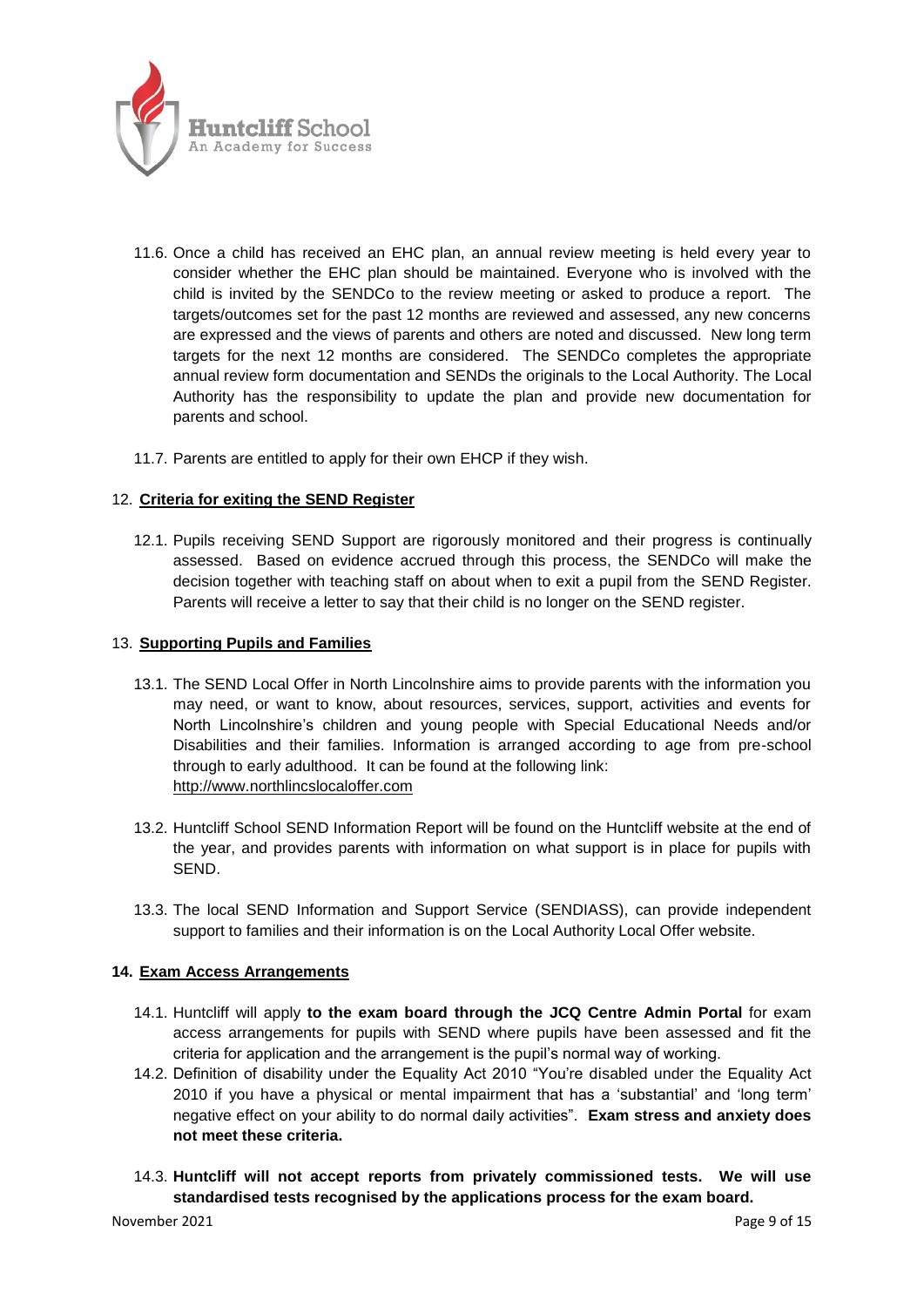11.6. Once a child has received an EHC plan, an annual review meeting is held every year to consider whether the EHC plan should be maintained. Everyone who is involved with the child is invited by the SENDCo to the review meeting or asked to produce a report. The targets/outcomes set for the past 12 months are reviewed and assessed, any new concerns are expressed and the views of parents and others are noted and discussed. New long term targets for the next 12 months are considered. The SENDCo completes the appropriate annual review form documentation and SENDs the originals to the Local Authority. The Local Authority has the responsibility to update the plan and provide new documentation for parents and school.

11.7. Parents are entitled to apply for their own EHCP if they wish.

## 12. **Criteria for exiting the SEND Register**

12.1. Pupils receiving SEND Support are rigorously monitored and their progress is continually assessed. Based on evidence accrued through this process, the SENDCo will make the decision together with teaching staff on about when to exit a pupil from the SEND Register. Parents will receive a letter to say that their child is no longer on the SEND register.

## 13. **Supporting Pupils and Families**

13.1. The SEND Local Offer in North Lincolnshire aims to provide parents with the information you may need, or want to know, about resources, services, support, activities and events for North Lincolnshire's children and young people with Special Educational Needs and/or Disabilities and their families. Information is arranged according to age from pre-school through to early adulthood. It can be found at the following link: http://www.northlincslocaloffer.com

13.2. Huntcliff School SEND Information Report will be found on the Huntcliff website at the end of the year, and provides parents with information on what support is in place for pupils with SEND.

13.3. The local SEND Information and Support Service (SENDIASS), can provide independent support to families and their information is on the Local Authority Local Offer website.

## **14. Exam Access Arrangements**

14.1. Huntcliff will apply **to the exam board through the JCQ Centre Admin Portal** for exam access arrangements for pupils with SEND where pupils have been assessed and fit the criteria for application and the arrangement is the pupil's normal way of working.

14.2. Definition of disability under the Equality Act 2010 "You're disabled under the Equality Act 2010 if you have a physical or mental impairment that has a 'substantial' and 'long term' negative effect on your ability to do normal daily activities". **Exam stress and anxiety does not meet these criteria.**

14.3. **Huntcliff will not accept reports from privately commissioned tests. We will use standardised tests recognised by the applications process for the exam board.**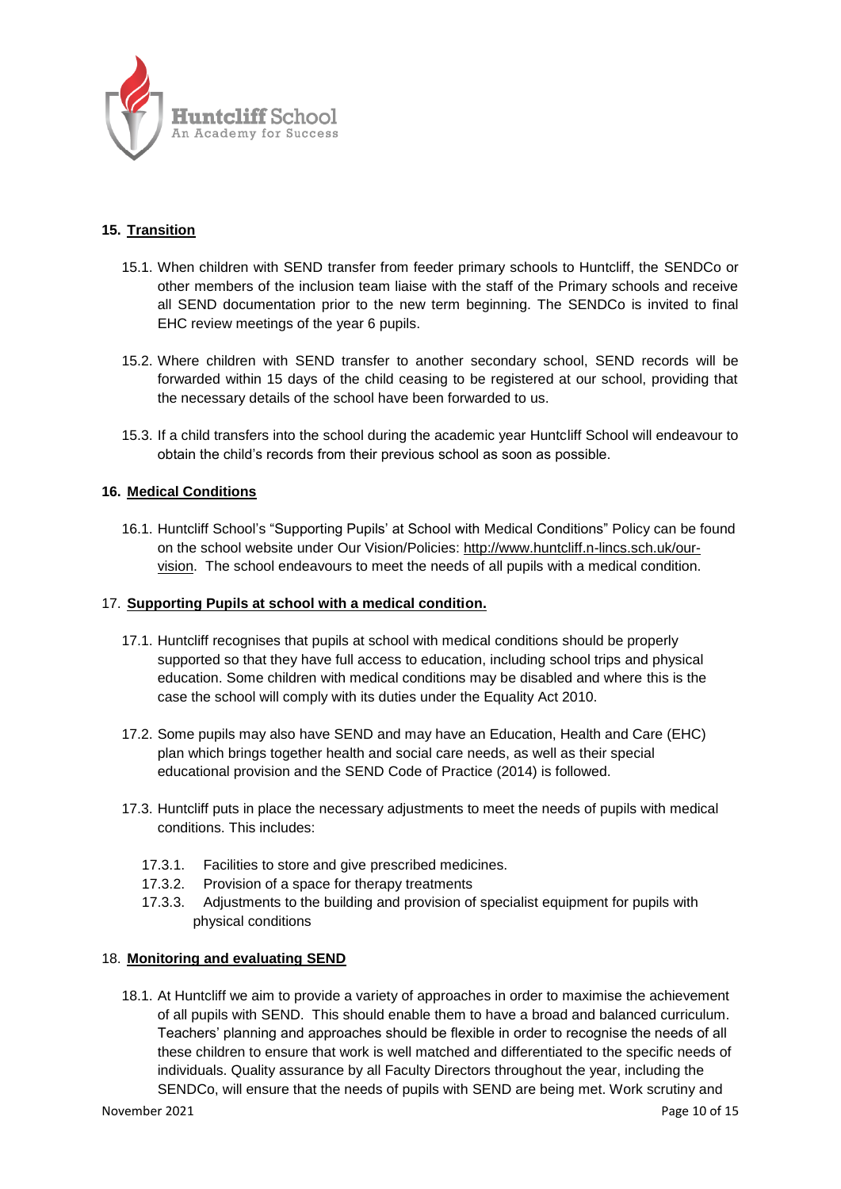## 15. Transition

15.1. When children with SEND transfer from feeder primary schools to Huntcliff, the SENDCo or other members of the inclusion team liaise with the staff of the Primary schools and receive all SEND documentation prior to the new term beginning. The SENDCo is invited to final EHC review meetings of the year 6 pupils.

15.2. Where children with SEND transfer to another secondary school, SEND records will be forwarded within 15 days of the child ceasing to be registered at our school, providing that the necessary details of the school have been forwarded to us.

15.3. If a child transfers into the school during the academic year Huntcliff School will endeavour to obtain the child's records from their previous school as soon as possible.

## 16. Medical Conditions

16.1. Huntcliff School's "Supporting Pupils' at School with Medical Conditions" Policy can be found on the school website under Our Vision/Policies: http://www.huntcliff.n-lincs.sch.uk/our-vision. The school endeavours to meet the needs of all pupils with a medical condition.

## 17. Supporting Pupils at school with a medical condition.

17.1. Huntcliff recognises that pupils at school with medical conditions should be properly supported so that they have full access to education, including school trips and physical education. Some children with medical conditions may be disabled and where this is the case the school will comply with its duties under the Equality Act 2010.

17.2. Some pupils may also have SEND and may have an Education, Health and Care (EHC) plan which brings together health and social care needs, as well as their special educational provision and the SEND Code of Practice (2014) is followed.

17.3. Huntcliff puts in place the necessary adjustments to meet the needs of pupils with medical conditions. This includes:

- 17.3.1. Facilities to store and give prescribed medicines.
- 17.3.2. Provision of a space for therapy treatments
- 17.3.3. Adjustments to the building and provision of specialist equipment for pupils with physical conditions

## 18. Monitoring and evaluating SEND

18.1. At Huntcliff we aim to provide a variety of approaches in order to maximise the achievement of all pupils with SEND. This should enable them to have a broad and balanced curriculum. Teachers' planning and approaches should be flexible in order to recognise the needs of all these children to ensure that work is well matched and differentiated to the specific needs of individuals. Quality assurance by all Faculty Directors throughout the year, including the SENDCo, will ensure that the needs of pupils with SEND are being met. Work scrutiny and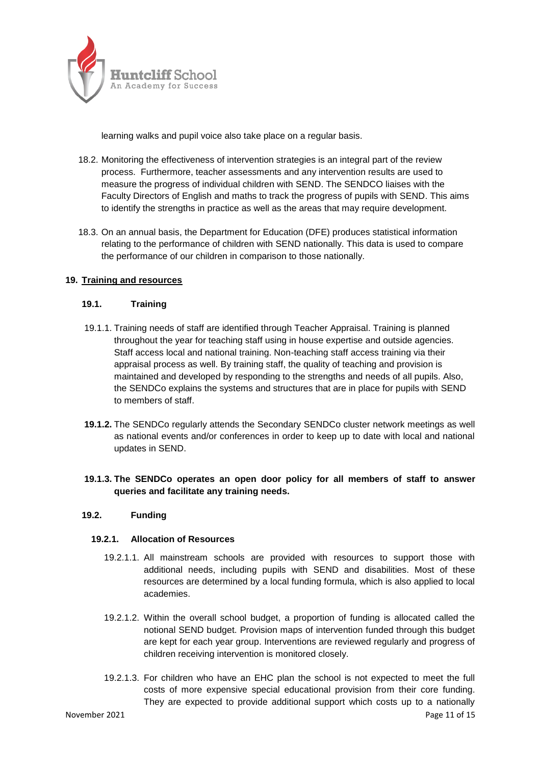learning walks and pupil voice also take place on a regular basis.

18.2. Monitoring the effectiveness of intervention strategies is an integral part of the review process. Furthermore, teacher assessments and any intervention results are used to measure the progress of individual children with SEND. The SENDCO liaises with the Faculty Directors of English and maths to track the progress of pupils with SEND. This aims to identify the strengths in practice as well as the areas that may require development.

18.3. On an annual basis, the Department for Education (DFE) produces statistical information relating to the performance of children with SEND nationally. This data is used to compare the performance of our children in comparison to those nationally.

## 19. Training and resources

### 19.1. Training

19.1.1. Training needs of staff are identified through Teacher Appraisal. Training is planned throughout the year for teaching staff using in house expertise and outside agencies. Staff access local and national training. Non-teaching staff access training via their appraisal process as well. By training staff, the quality of teaching and provision is maintained and developed by responding to the strengths and needs of all pupils. Also, the SENDCo explains the systems and structures that are in place for pupils with SEND to members of staff.

**19.1.2.** The SENDCo regularly attends the Secondary SENDCo cluster network meetings as well as national events and/or conferences in order to keep up to date with local and national updates in SEND.

**19.1.3. The SENDCo operates an open door policy for all members of staff to answer queries and facilitate any training needs.**

### 19.2. Funding

#### 19.2.1. Allocation of Resources

19.2.1.1. All mainstream schools are provided with resources to support those with additional needs, including pupils with SEND and disabilities. Most of these resources are determined by a local funding formula, which is also applied to local academies.

19.2.1.2. Within the overall school budget, a proportion of funding is allocated called the notional SEND budget. Provision maps of intervention funded through this budget are kept for each year group. Interventions are reviewed regularly and progress of children receiving intervention is monitored closely.

19.2.1.3. For children who have an EHC plan the school is not expected to meet the full costs of more expensive special educational provision from their core funding. They are expected to provide additional support which costs up to a nationally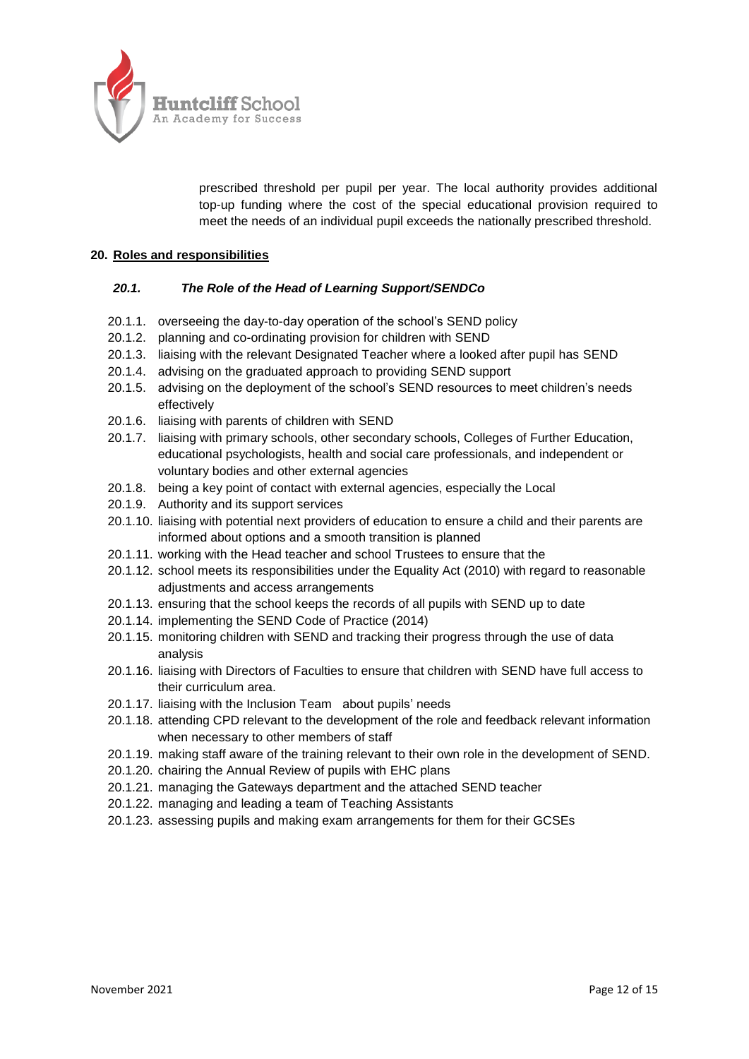prescribed threshold per pupil per year. The local authority provides additional top-up funding where the cost of the special educational provision required to meet the needs of an individual pupil exceeds the nationally prescribed threshold.

## 20. Roles and responsibilities

### *20.1. The Role of the Head of Learning Support/SENDCo*

20.1.1. overseeing the day-to-day operation of the school's SEND policy

20.1.2. planning and co-ordinating provision for children with SEND

20.1.3. liaising with the relevant Designated Teacher where a looked after pupil has SEND

20.1.4. advising on the graduated approach to providing SEND support

20.1.5. advising on the deployment of the school's SEND resources to meet children's needs effectively

20.1.6. liaising with parents of children with SEND

20.1.7. liaising with primary schools, other secondary schools, Colleges of Further Education, educational psychologists, health and social care professionals, and independent or voluntary bodies and other external agencies

20.1.8. being a key point of contact with external agencies, especially the Local

20.1.9. Authority and its support services

20.1.10. liaising with potential next providers of education to ensure a child and their parents are informed about options and a smooth transition is planned

20.1.11. working with the Head teacher and school Trustees to ensure that the

20.1.12. school meets its responsibilities under the Equality Act (2010) with regard to reasonable adjustments and access arrangements

20.1.13. ensuring that the school keeps the records of all pupils with SEND up to date

20.1.14. implementing the SEND Code of Practice (2014)

20.1.15. monitoring children with SEND and tracking their progress through the use of data analysis

20.1.16. liaising with Directors of Faculties to ensure that children with SEND have full access to their curriculum area.

20.1.17. liaising with the Inclusion Team about pupils' needs

20.1.18. attending CPD relevant to the development of the role and feedback relevant information when necessary to other members of staff

20.1.19. making staff aware of the training relevant to their own role in the development of SEND.

20.1.20. chairing the Annual Review of pupils with EHC plans

20.1.21. managing the Gateways department and the attached SEND teacher

20.1.22. managing and leading a team of Teaching Assistants

20.1.23. assessing pupils and making exam arrangements for them for their GCSEs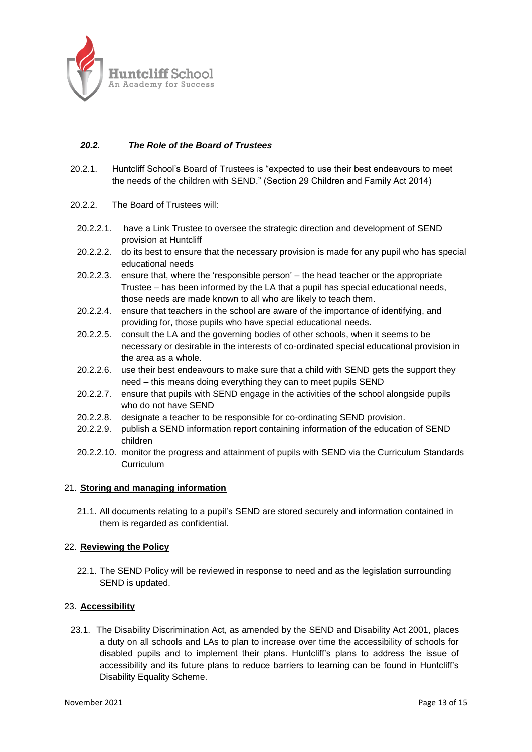### *20.2. The Role of the Board of Trustees*

20.2.1. Huntcliff School's Board of Trustees is "expected to use their best endeavours to meet the needs of the children with SEND." (Section 29 Children and Family Act 2014)

20.2.2. The Board of Trustees will:

- 20.2.2.1. have a Link Trustee to oversee the strategic direction and development of SEND provision at Huntcliff
- 20.2.2.2. do its best to ensure that the necessary provision is made for any pupil who has special educational needs
- 20.2.2.3. ensure that, where the 'responsible person' – the head teacher or the appropriate Trustee – has been informed by the LA that a pupil has special educational needs, those needs are made known to all who are likely to teach them.
- 20.2.2.4. ensure that teachers in the school are aware of the importance of identifying, and providing for, those pupils who have special educational needs.
- 20.2.2.5. consult the LA and the governing bodies of other schools, when it seems to be necessary or desirable in the interests of co-ordinated special educational provision in the area as a whole.
- 20.2.2.6. use their best endeavours to make sure that a child with SEND gets the support they need – this means doing everything they can to meet pupils SEND
- 20.2.2.7. ensure that pupils with SEND engage in the activities of the school alongside pupils who do not have SEND
- 20.2.2.8. designate a teacher to be responsible for co-ordinating SEND provision.
- 20.2.2.9. publish a SEND information report containing information of the education of SEND children
- 20.2.2.10. monitor the progress and attainment of pupils with SEND via the Curriculum Standards Curriculum

## 21. **Storing and managing information**

21.1. All documents relating to a pupil's SEND are stored securely and information contained in them is regarded as confidential.

## 22. **Reviewing the Policy**

22.1. The SEND Policy will be reviewed in response to need and as the legislation surrounding SEND is updated.

## 23. **Accessibility**

23.1. The Disability Discrimination Act, as amended by the SEND and Disability Act 2001, places a duty on all schools and LAs to plan to increase over time the accessibility of schools for disabled pupils and to implement their plans. Huntcliff's plans to address the issue of accessibility and its future plans to reduce barriers to learning can be found in Huntcliff's Disability Equality Scheme.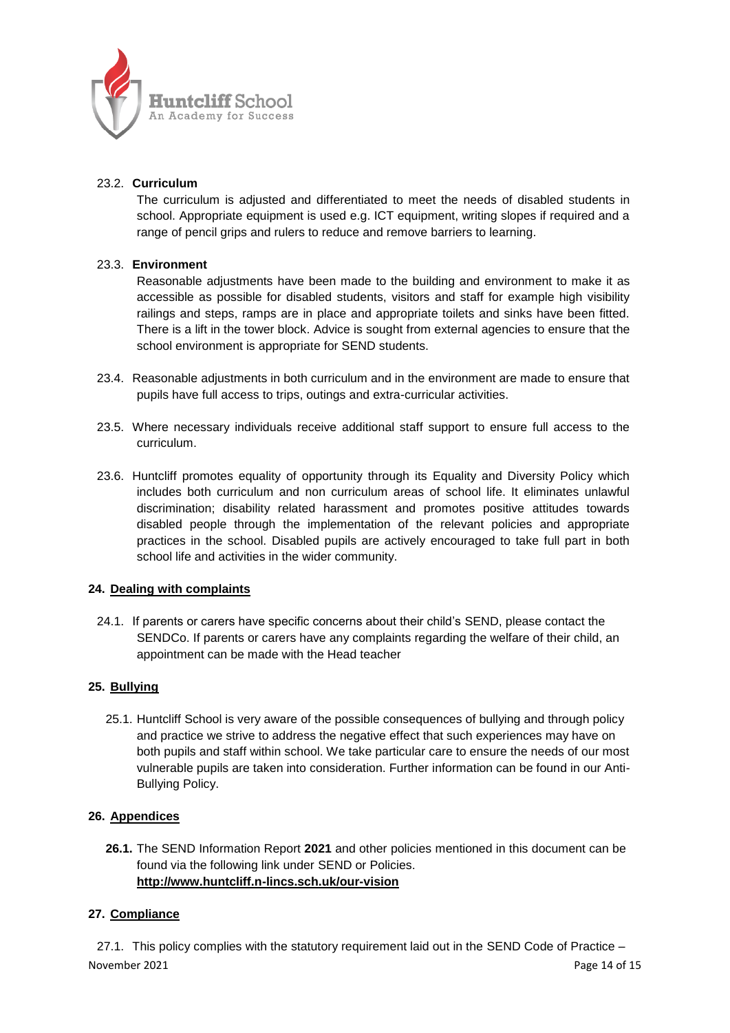23.2. **Curriculum**

The curriculum is adjusted and differentiated to meet the needs of disabled students in school. Appropriate equipment is used e.g. ICT equipment, writing slopes if required and a range of pencil grips and rulers to reduce and remove barriers to learning.

23.3. **Environment**

Reasonable adjustments have been made to the building and environment to make it as accessible as possible for disabled students, visitors and staff for example high visibility railings and steps, ramps are in place and appropriate toilets and sinks have been fitted. There is a lift in the tower block. Advice is sought from external agencies to ensure that the school environment is appropriate for SEND students.

23.4. Reasonable adjustments in both curriculum and in the environment are made to ensure that pupils have full access to trips, outings and extra-curricular activities.

23.5. Where necessary individuals receive additional staff support to ensure full access to the curriculum.

23.6. Huntcliff promotes equality of opportunity through its Equality and Diversity Policy which includes both curriculum and non curriculum areas of school life. It eliminates unlawful discrimination; disability related harassment and promotes positive attitudes towards disabled people through the implementation of the relevant policies and appropriate practices in the school. Disabled pupils are actively encouraged to take full part in both school life and activities in the wider community.

## 24. Dealing with complaints

24.1. If parents or carers have specific concerns about their child's SEND, please contact the SENDCo. If parents or carers have any complaints regarding the welfare of their child, an appointment can be made with the Head teacher

## 25. Bullying

25.1. Huntcliff School is very aware of the possible consequences of bullying and through policy and practice we strive to address the negative effect that such experiences may have on both pupils and staff within school. We take particular care to ensure the needs of our most vulnerable pupils are taken into consideration. Further information can be found in our Anti-Bullying Policy.

## 26. Appendices

**26.1.** The SEND Information Report **2021** and other policies mentioned in this document can be found via the following link under SEND or Policies.
**http://www.huntcliff.n-lincs.sch.uk/our-vision**

## 27. Compliance

27.1. This policy complies with the statutory requirement laid out in the SEND Code of Practice –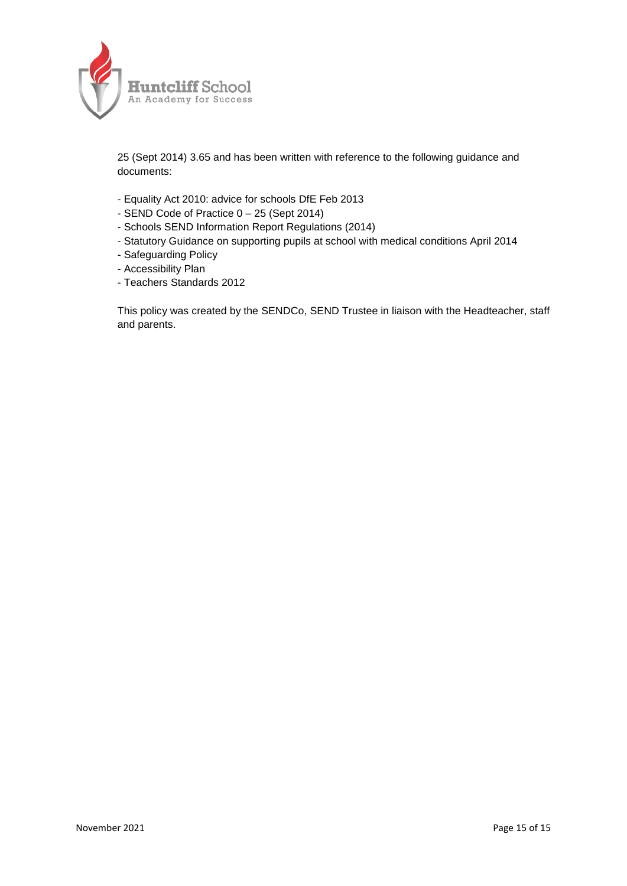25 (Sept 2014) 3.65 and has been written with reference to the following guidance and documents:

- Equality Act 2010: advice for schools DfE Feb 2013
- SEND Code of Practice 0 – 25 (Sept 2014)
- Schools SEND Information Report Regulations (2014)
- Statutory Guidance on supporting pupils at school with medical conditions April 2014
- Safeguarding Policy
- Accessibility Plan
- Teachers Standards 2012

This policy was created by the SENDCo, SEND Trustee in liaison with the Headteacher, staff and parents.